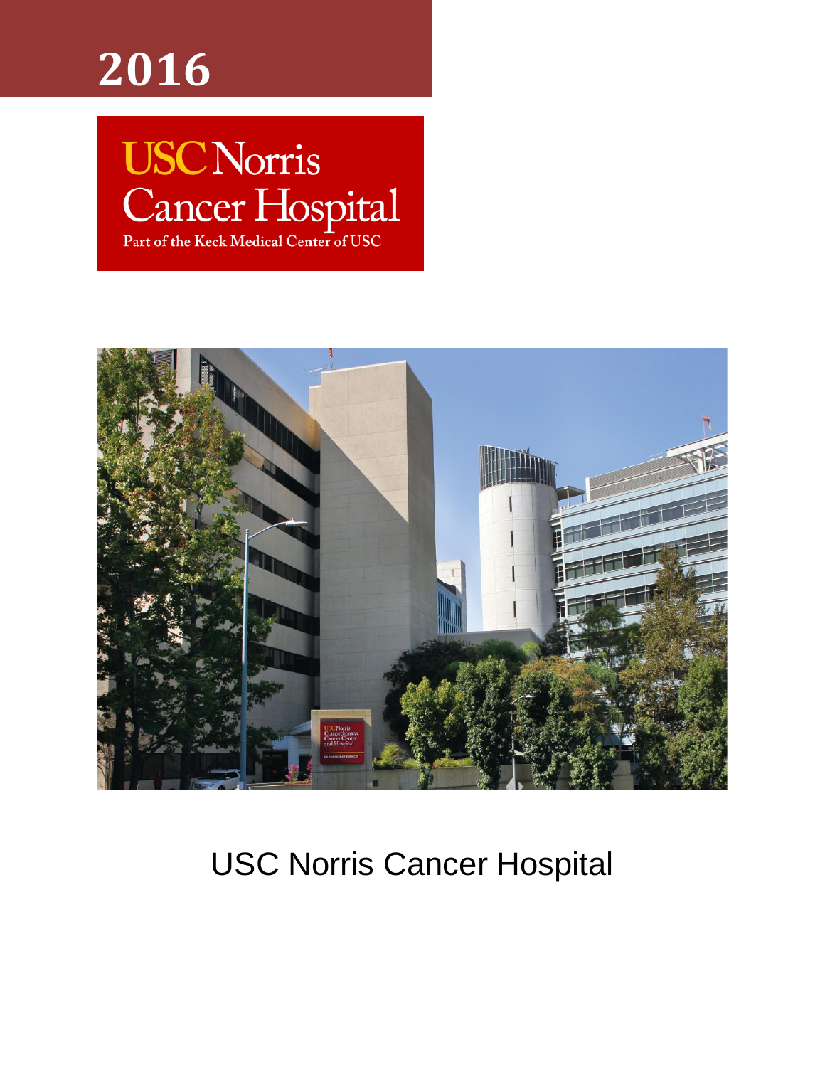# 2016

USC Norris
Cancer Hospital
Part of the Keck Medical Center of USC

USC Norris Cancer Hospital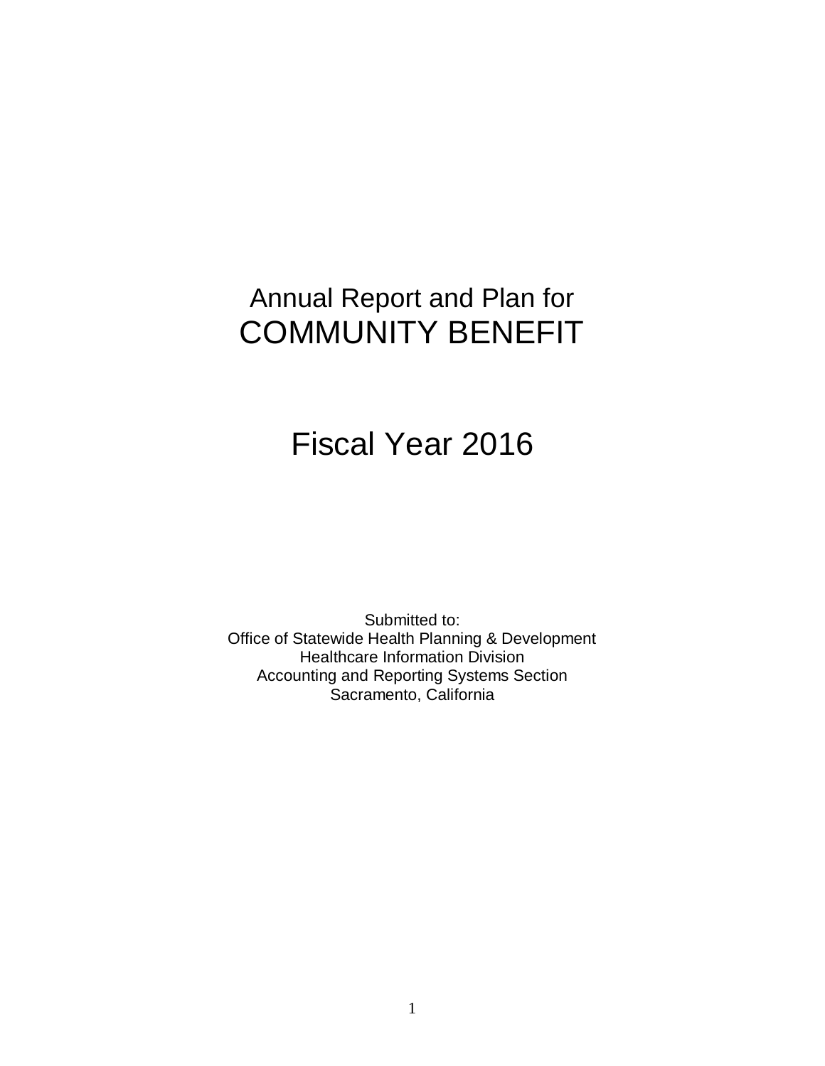# Annual Report and Plan for COMMUNITY BENEFIT

# Fiscal Year 2016

Submitted to:
Office of Statewide Health Planning & Development
Healthcare Information Division
Accounting and Reporting Systems Section
Sacramento, California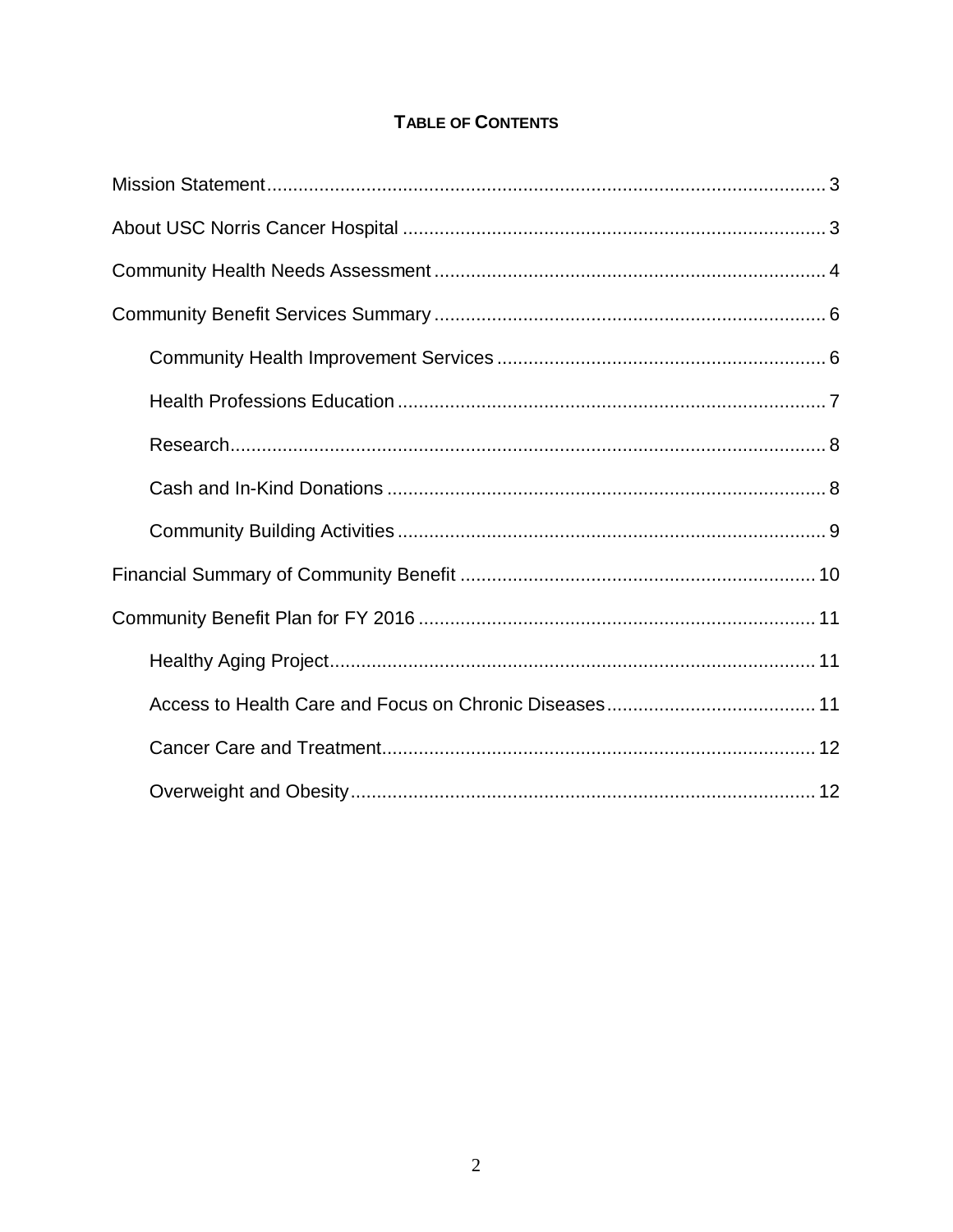## TABLE OF CONTENTS

- Mission Statement .......... 3
- About USC Norris Cancer Hospital .......... 3
- Community Health Needs Assessment .......... 4
- Community Benefit Services Summary .......... 6
  - Community Health Improvement Services .......... 6
  - Health Professions Education .......... 7
  - Research .......... 8
  - Cash and In-Kind Donations .......... 8
  - Community Building Activities .......... 9
- Financial Summary of Community Benefit .......... 10
- Community Benefit Plan for FY 2016 .......... 11
  - Healthy Aging Project .......... 11
  - Access to Health Care and Focus on Chronic Diseases .......... 11
  - Cancer Care and Treatment .......... 12
  - Overweight and Obesity .......... 12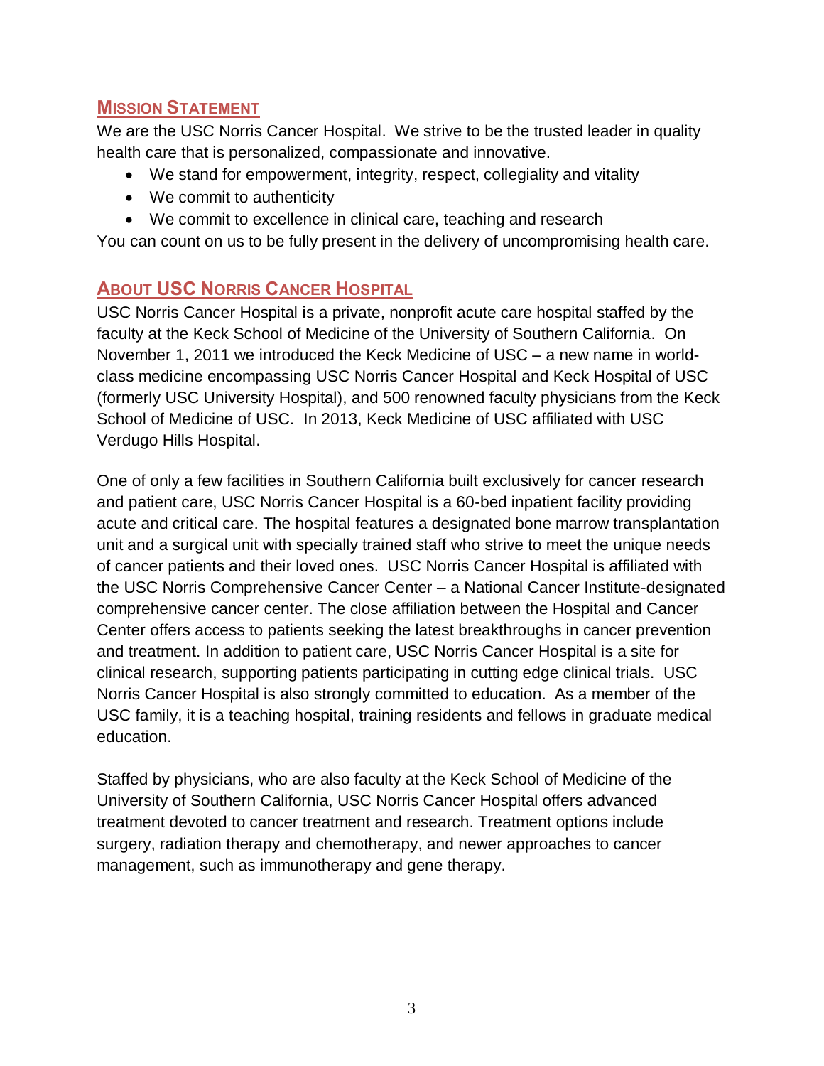## Mission Statement

We are the USC Norris Cancer Hospital. We strive to be the trusted leader in quality health care that is personalized, compassionate and innovative.

- We stand for empowerment, integrity, respect, collegiality and vitality
- We commit to authenticity
- We commit to excellence in clinical care, teaching and research

You can count on us to be fully present in the delivery of uncompromising health care.

## About USC Norris Cancer Hospital

USC Norris Cancer Hospital is a private, nonprofit acute care hospital staffed by the faculty at the Keck School of Medicine of the University of Southern California. On November 1, 2011 we introduced the Keck Medicine of USC – a new name in world-class medicine encompassing USC Norris Cancer Hospital and Keck Hospital of USC (formerly USC University Hospital), and 500 renowned faculty physicians from the Keck School of Medicine of USC. In 2013, Keck Medicine of USC affiliated with USC Verdugo Hills Hospital.

One of only a few facilities in Southern California built exclusively for cancer research and patient care, USC Norris Cancer Hospital is a 60-bed inpatient facility providing acute and critical care. The hospital features a designated bone marrow transplantation unit and a surgical unit with specially trained staff who strive to meet the unique needs of cancer patients and their loved ones. USC Norris Cancer Hospital is affiliated with the USC Norris Comprehensive Cancer Center – a National Cancer Institute-designated comprehensive cancer center. The close affiliation between the Hospital and Cancer Center offers access to patients seeking the latest breakthroughs in cancer prevention and treatment. In addition to patient care, USC Norris Cancer Hospital is a site for clinical research, supporting patients participating in cutting edge clinical trials. USC Norris Cancer Hospital is also strongly committed to education. As a member of the USC family, it is a teaching hospital, training residents and fellows in graduate medical education.

Staffed by physicians, who are also faculty at the Keck School of Medicine of the University of Southern California, USC Norris Cancer Hospital offers advanced treatment devoted to cancer treatment and research. Treatment options include surgery, radiation therapy and chemotherapy, and newer approaches to cancer management, such as immunotherapy and gene therapy.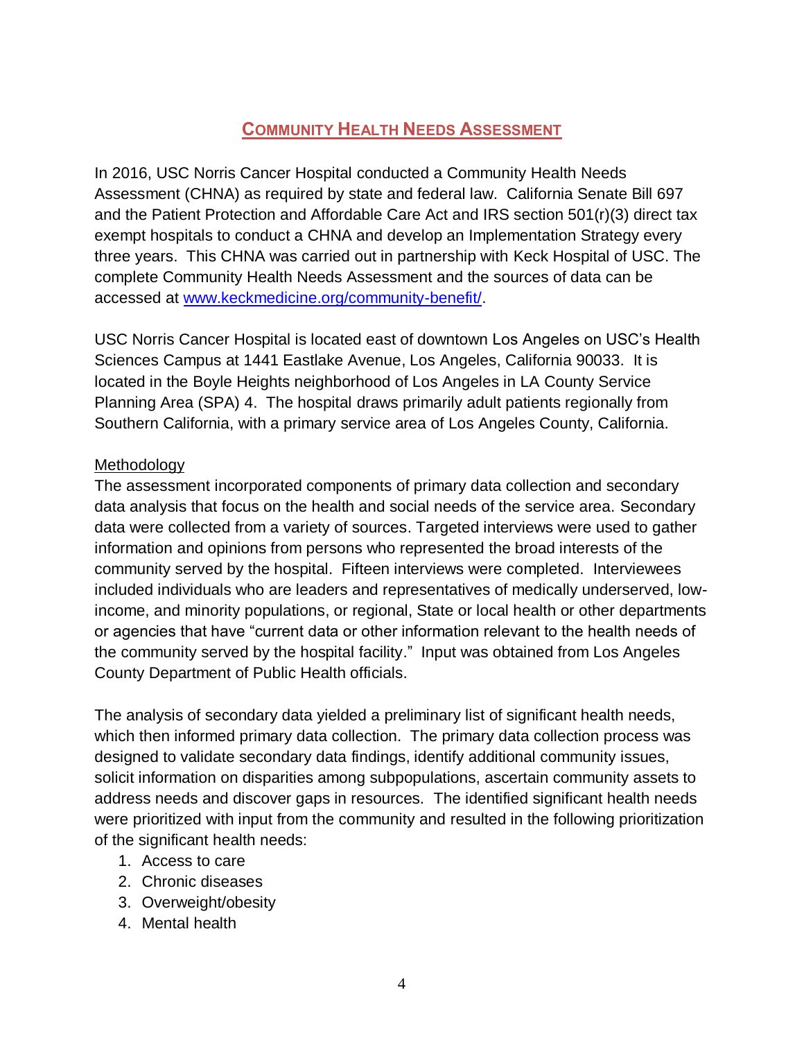## Community Health Needs Assessment

In 2016, USC Norris Cancer Hospital conducted a Community Health Needs Assessment (CHNA) as required by state and federal law. California Senate Bill 697 and the Patient Protection and Affordable Care Act and IRS section 501(r)(3) direct tax exempt hospitals to conduct a CHNA and develop an Implementation Strategy every three years. This CHNA was carried out in partnership with Keck Hospital of USC. The complete Community Health Needs Assessment and the sources of data can be accessed at [www.keckmedicine.org/community-benefit/](www.keckmedicine.org/community-benefit/).

USC Norris Cancer Hospital is located east of downtown Los Angeles on USC's Health Sciences Campus at 1441 Eastlake Avenue, Los Angeles, California 90033. It is located in the Boyle Heights neighborhood of Los Angeles in LA County Service Planning Area (SPA) 4. The hospital draws primarily adult patients regionally from Southern California, with a primary service area of Los Angeles County, California.

### Methodology

The assessment incorporated components of primary data collection and secondary data analysis that focus on the health and social needs of the service area. Secondary data were collected from a variety of sources. Targeted interviews were used to gather information and opinions from persons who represented the broad interests of the community served by the hospital. Fifteen interviews were completed. Interviewees included individuals who are leaders and representatives of medically underserved, low-income, and minority populations, or regional, State or local health or other departments or agencies that have "current data or other information relevant to the health needs of the community served by the hospital facility." Input was obtained from Los Angeles County Department of Public Health officials.

The analysis of secondary data yielded a preliminary list of significant health needs, which then informed primary data collection. The primary data collection process was designed to validate secondary data findings, identify additional community issues, solicit information on disparities among subpopulations, ascertain community assets to address needs and discover gaps in resources. The identified significant health needs were prioritized with input from the community and resulted in the following prioritization of the significant health needs:

1. Access to care
2. Chronic diseases
3. Overweight/obesity
4. Mental health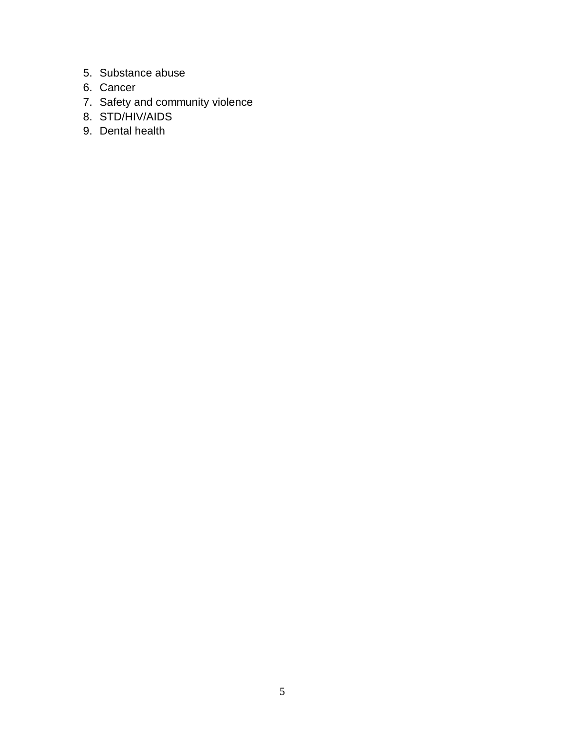5. Substance abuse
6. Cancer
7. Safety and community violence
8. STD/HIV/AIDS
9. Dental health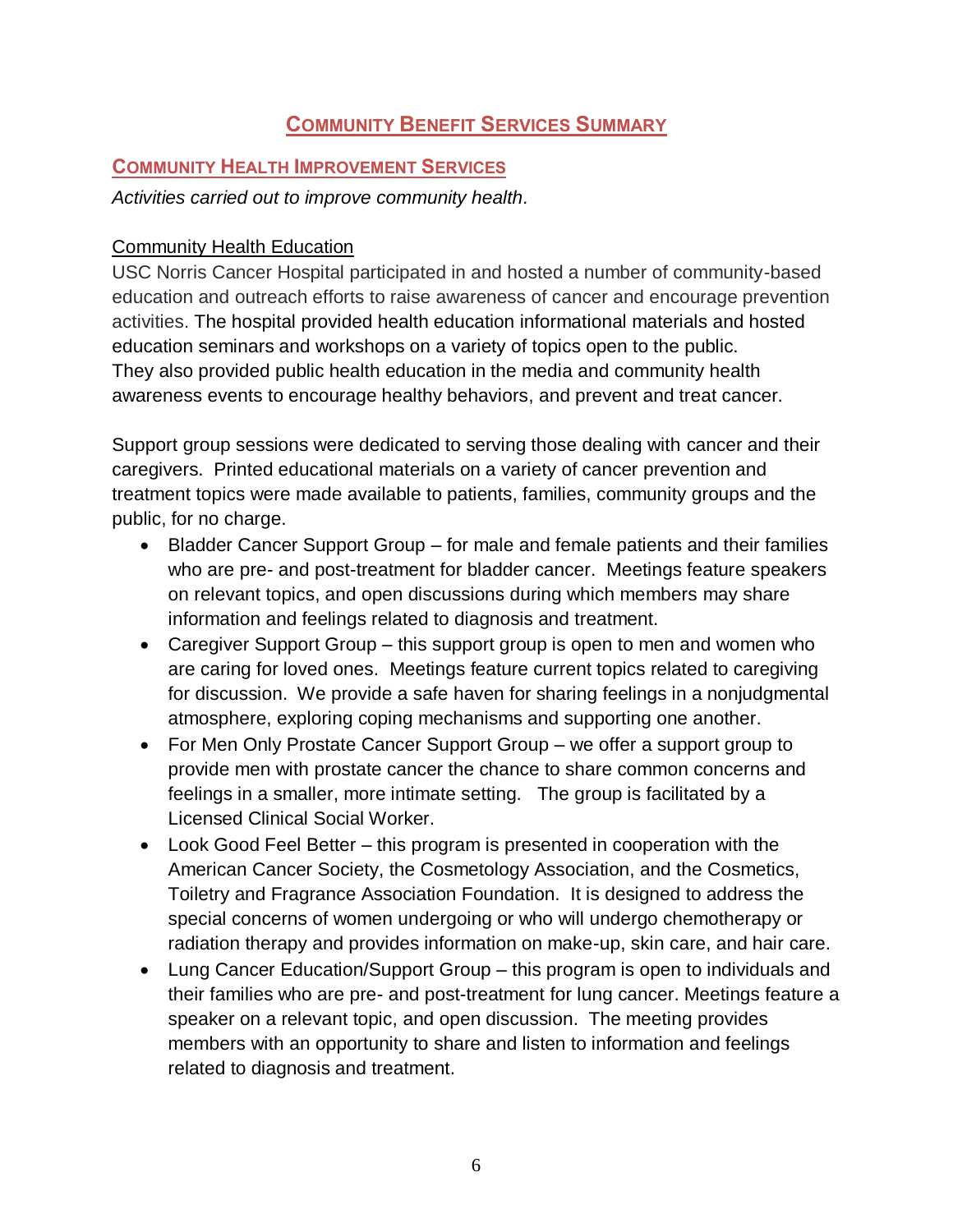# Community Benefit Services Summary

## Community Health Improvement Services

*Activities carried out to improve community health.*

Community Health Education

USC Norris Cancer Hospital participated in and hosted a number of community-based education and outreach efforts to raise awareness of cancer and encourage prevention activities. The hospital provided health education informational materials and hosted education seminars and workshops on a variety of topics open to the public. They also provided public health education in the media and community health awareness events to encourage healthy behaviors, and prevent and treat cancer.

Support group sessions were dedicated to serving those dealing with cancer and their caregivers. Printed educational materials on a variety of cancer prevention and treatment topics were made available to patients, families, community groups and the public, for no charge.

- Bladder Cancer Support Group – for male and female patients and their families who are pre- and post-treatment for bladder cancer. Meetings feature speakers on relevant topics, and open discussions during which members may share information and feelings related to diagnosis and treatment.
- Caregiver Support Group – this support group is open to men and women who are caring for loved ones. Meetings feature current topics related to caregiving for discussion. We provide a safe haven for sharing feelings in a nonjudgmental atmosphere, exploring coping mechanisms and supporting one another.
- For Men Only Prostate Cancer Support Group – we offer a support group to provide men with prostate cancer the chance to share common concerns and feelings in a smaller, more intimate setting. The group is facilitated by a Licensed Clinical Social Worker.
- Look Good Feel Better – this program is presented in cooperation with the American Cancer Society, the Cosmetology Association, and the Cosmetics, Toiletry and Fragrance Association Foundation. It is designed to address the special concerns of women undergoing or who will undergo chemotherapy or radiation therapy and provides information on make-up, skin care, and hair care.
- Lung Cancer Education/Support Group – this program is open to individuals and their families who are pre- and post-treatment for lung cancer. Meetings feature a speaker on a relevant topic, and open discussion. The meeting provides members with an opportunity to share and listen to information and feelings related to diagnosis and treatment.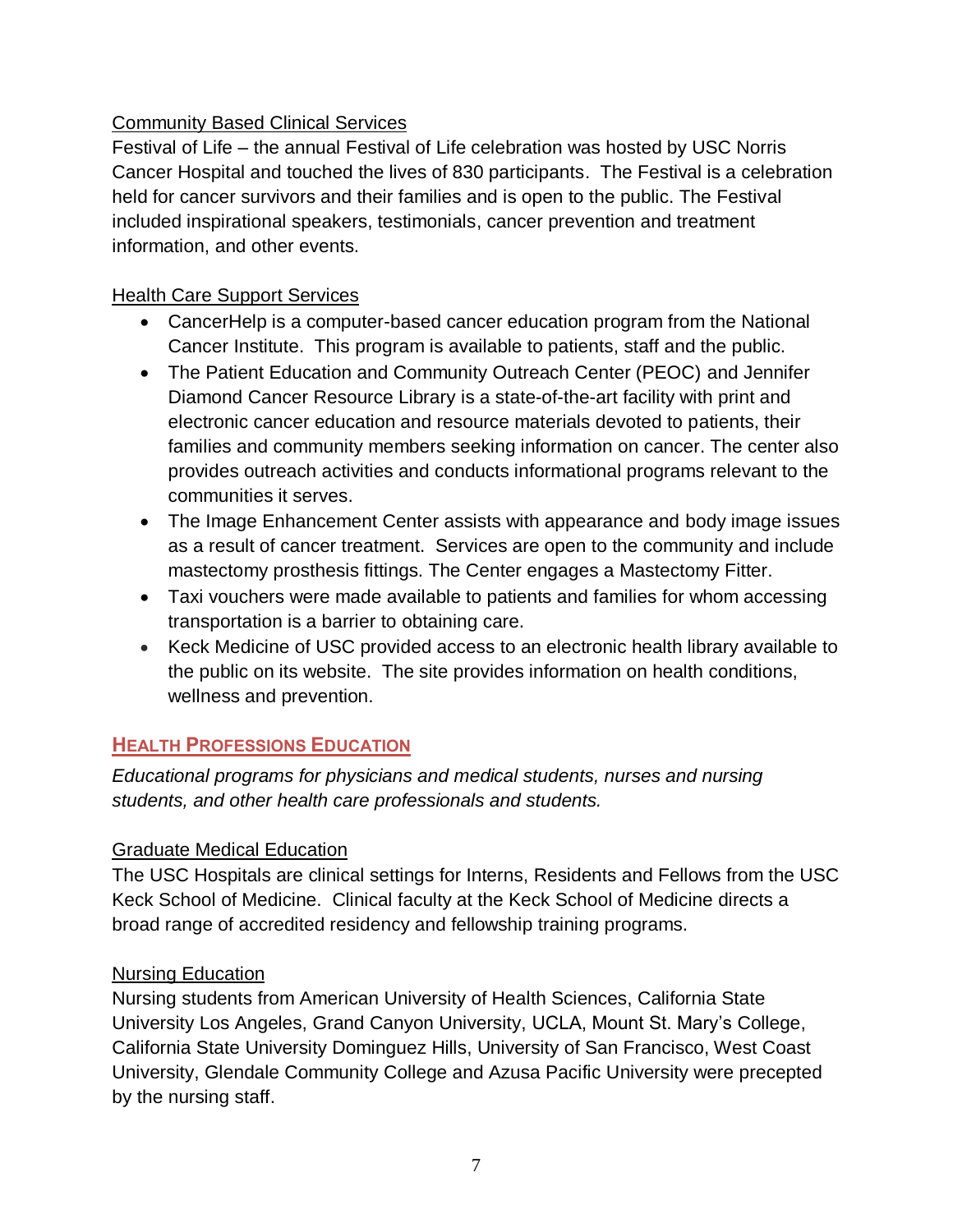Community Based Clinical Services

Festival of Life – the annual Festival of Life celebration was hosted by USC Norris Cancer Hospital and touched the lives of 830 participants. The Festival is a celebration held for cancer survivors and their families and is open to the public. The Festival included inspirational speakers, testimonials, cancer prevention and treatment information, and other events.

Health Care Support Services

- CancerHelp is a computer-based cancer education program from the National Cancer Institute. This program is available to patients, staff and the public.
- The Patient Education and Community Outreach Center (PEOC) and Jennifer Diamond Cancer Resource Library is a state-of-the-art facility with print and electronic cancer education and resource materials devoted to patients, their families and community members seeking information on cancer. The center also provides outreach activities and conducts informational programs relevant to the communities it serves.
- The Image Enhancement Center assists with appearance and body image issues as a result of cancer treatment. Services are open to the community and include mastectomy prosthesis fittings. The Center engages a Mastectomy Fitter.
- Taxi vouchers were made available to patients and families for whom accessing transportation is a barrier to obtaining care.
- Keck Medicine of USC provided access to an electronic health library available to the public on its website. The site provides information on health conditions, wellness and prevention.

## HEALTH PROFESSIONS EDUCATION

*Educational programs for physicians and medical students, nurses and nursing students, and other health care professionals and students.*

Graduate Medical Education

The USC Hospitals are clinical settings for Interns, Residents and Fellows from the USC Keck School of Medicine. Clinical faculty at the Keck School of Medicine directs a broad range of accredited residency and fellowship training programs.

Nursing Education

Nursing students from American University of Health Sciences, California State University Los Angeles, Grand Canyon University, UCLA, Mount St. Mary's College, California State University Dominguez Hills, University of San Francisco, West Coast University, Glendale Community College and Azusa Pacific University were precepted by the nursing staff.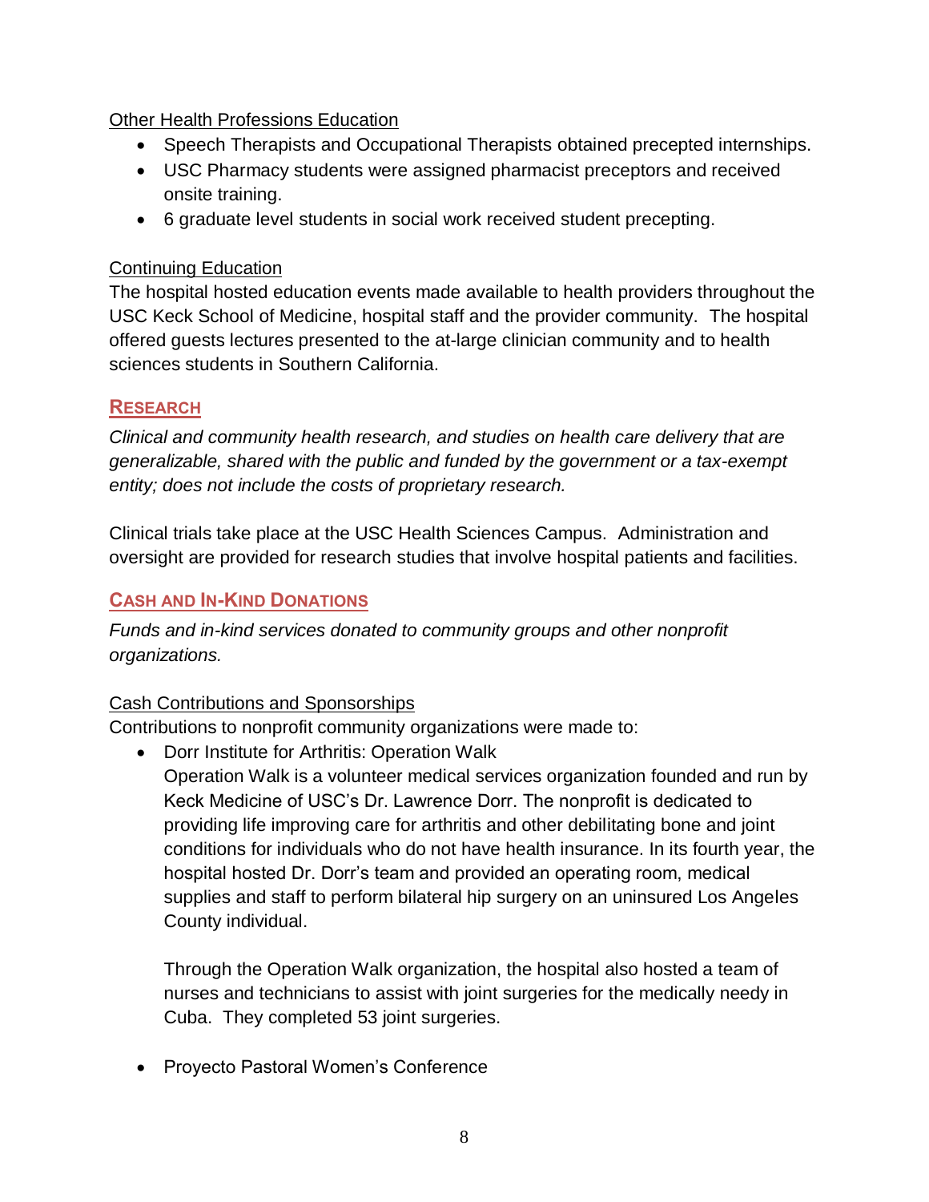Other Health Professions Education

- Speech Therapists and Occupational Therapists obtained precepted internships.
- USC Pharmacy students were assigned pharmacist preceptors and received onsite training.
- 6 graduate level students in social work received student precepting.

Continuing Education

The hospital hosted education events made available to health providers throughout the USC Keck School of Medicine, hospital staff and the provider community. The hospital offered guests lectures presented to the at-large clinician community and to health sciences students in Southern California.

## RESEARCH

*Clinical and community health research, and studies on health care delivery that are generalizable, shared with the public and funded by the government or a tax-exempt entity; does not include the costs of proprietary research.*

Clinical trials take place at the USC Health Sciences Campus. Administration and oversight are provided for research studies that involve hospital patients and facilities.

## CASH AND IN-KIND DONATIONS

*Funds and in-kind services donated to community groups and other nonprofit organizations.*

Cash Contributions and Sponsorships

Contributions to nonprofit community organizations were made to:

- Dorr Institute for Arthritis: Operation Walk
  Operation Walk is a volunteer medical services organization founded and run by Keck Medicine of USC's Dr. Lawrence Dorr. The nonprofit is dedicated to providing life improving care for arthritis and other debilitating bone and joint conditions for individuals who do not have health insurance. In its fourth year, the hospital hosted Dr. Dorr's team and provided an operating room, medical supplies and staff to perform bilateral hip surgery on an uninsured Los Angeles County individual.

  Through the Operation Walk organization, the hospital also hosted a team of nurses and technicians to assist with joint surgeries for the medically needy in Cuba. They completed 53 joint surgeries.

- Proyecto Pastoral Women's Conference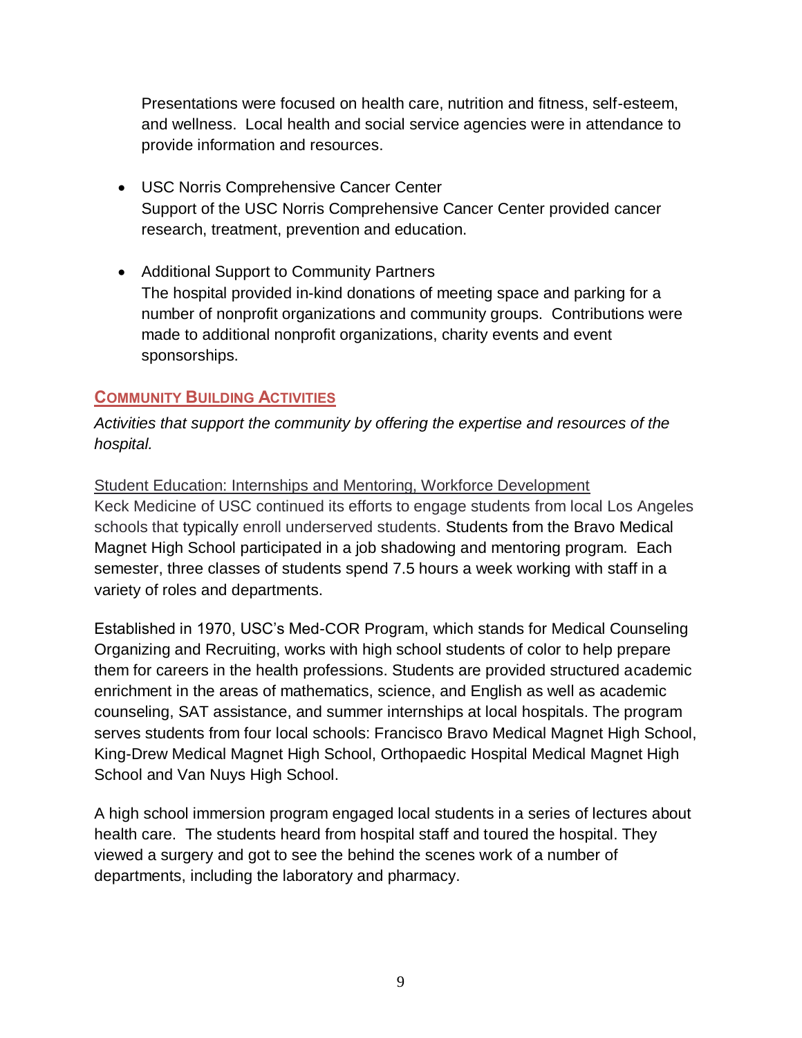Presentations were focused on health care, nutrition and fitness, self-esteem, and wellness. Local health and social service agencies were in attendance to provide information and resources.

- USC Norris Comprehensive Cancer Center
  Support of the USC Norris Comprehensive Cancer Center provided cancer research, treatment, prevention and education.

- Additional Support to Community Partners
  The hospital provided in-kind donations of meeting space and parking for a number of nonprofit organizations and community groups. Contributions were made to additional nonprofit organizations, charity events and event sponsorships.

## COMMUNITY BUILDING ACTIVITIES

*Activities that support the community by offering the expertise and resources of the hospital.*

Student Education: Internships and Mentoring, Workforce Development
Keck Medicine of USC continued its efforts to engage students from local Los Angeles schools that typically enroll underserved students. Students from the Bravo Medical Magnet High School participated in a job shadowing and mentoring program. Each semester, three classes of students spend 7.5 hours a week working with staff in a variety of roles and departments.

Established in 1970, USC's Med-COR Program, which stands for Medical Counseling Organizing and Recruiting, works with high school students of color to help prepare them for careers in the health professions. Students are provided structured academic enrichment in the areas of mathematics, science, and English as well as academic counseling, SAT assistance, and summer internships at local hospitals. The program serves students from four local schools: Francisco Bravo Medical Magnet High School, King-Drew Medical Magnet High School, Orthopaedic Hospital Medical Magnet High School and Van Nuys High School.

A high school immersion program engaged local students in a series of lectures about health care. The students heard from hospital staff and toured the hospital. They viewed a surgery and got to see the behind the scenes work of a number of departments, including the laboratory and pharmacy.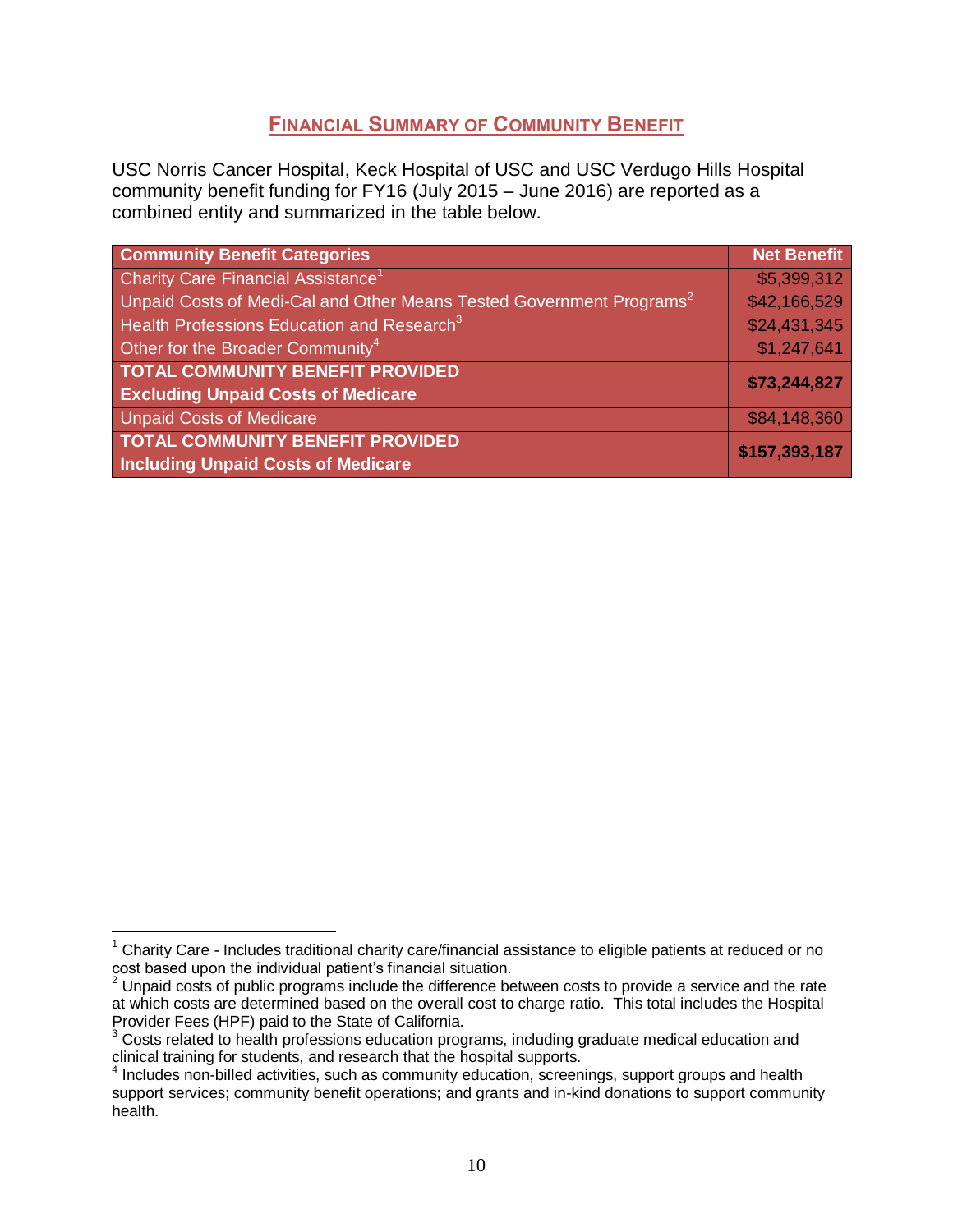## FINANCIAL SUMMARY OF COMMUNITY BENEFIT

USC Norris Cancer Hospital, Keck Hospital of USC and USC Verdugo Hills Hospital community benefit funding for FY16 (July 2015 – June 2016) are reported as a combined entity and summarized in the table below.

| Community Benefit Categories | Net Benefit |
|---|---|
| Charity Care Financial Assistance[1] | $5,399,312 |
| Unpaid Costs of Medi-Cal and Other Means Tested Government Programs[2] | $42,166,529 |
| Health Professions Education and Research[3] | $24,431,345 |
| Other for the Broader Community[4] | $1,247,641 |
| **TOTAL COMMUNITY BENEFIT PROVIDED Excluding Unpaid Costs of Medicare** | **$73,244,827** |
| Unpaid Costs of Medicare | $84,148,360 |
| **TOTAL COMMUNITY BENEFIT PROVIDED Including Unpaid Costs of Medicare** | **$157,393,187** |

[1] Charity Care - Includes traditional charity care/financial assistance to eligible patients at reduced or no cost based upon the individual patient's financial situation.

[2] Unpaid costs of public programs include the difference between costs to provide a service and the rate at which costs are determined based on the overall cost to charge ratio. This total includes the Hospital Provider Fees (HPF) paid to the State of California.

[3] Costs related to health professions education programs, including graduate medical education and clinical training for students, and research that the hospital supports.

[4] Includes non-billed activities, such as community education, screenings, support groups and health support services; community benefit operations; and grants and in-kind donations to support community health.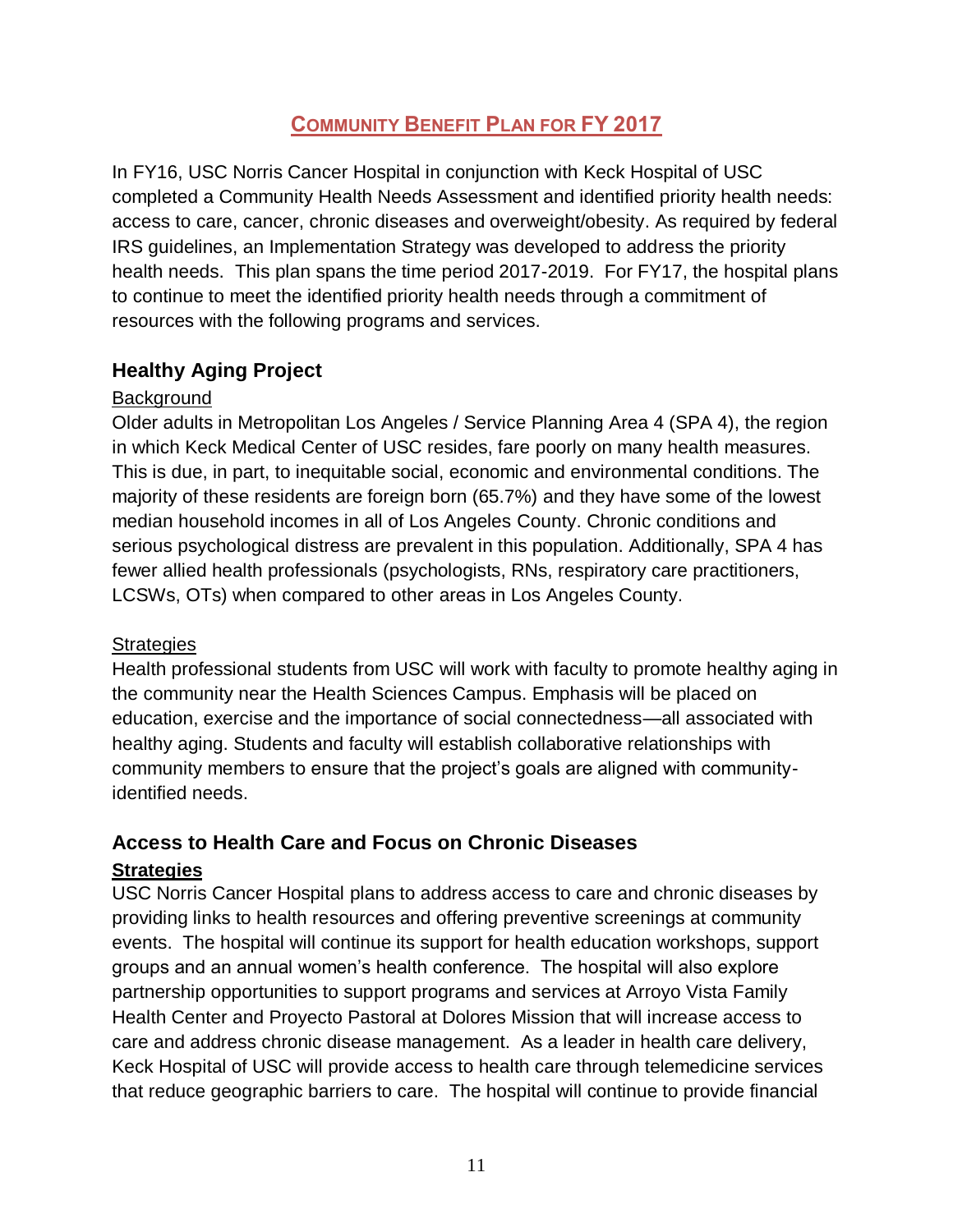## COMMUNITY BENEFIT PLAN FOR FY 2017

In FY16, USC Norris Cancer Hospital in conjunction with Keck Hospital of USC completed a Community Health Needs Assessment and identified priority health needs: access to care, cancer, chronic diseases and overweight/obesity. As required by federal IRS guidelines, an Implementation Strategy was developed to address the priority health needs. This plan spans the time period 2017-2019. For FY17, the hospital plans to continue to meet the identified priority health needs through a commitment of resources with the following programs and services.

### Healthy Aging Project

Background

Older adults in Metropolitan Los Angeles / Service Planning Area 4 (SPA 4), the region in which Keck Medical Center of USC resides, fare poorly on many health measures. This is due, in part, to inequitable social, economic and environmental conditions. The majority of these residents are foreign born (65.7%) and they have some of the lowest median household incomes in all of Los Angeles County. Chronic conditions and serious psychological distress are prevalent in this population. Additionally, SPA 4 has fewer allied health professionals (psychologists, RNs, respiratory care practitioners, LCSWs, OTs) when compared to other areas in Los Angeles County.

Strategies

Health professional students from USC will work with faculty to promote healthy aging in the community near the Health Sciences Campus. Emphasis will be placed on education, exercise and the importance of social connectedness—all associated with healthy aging. Students and faculty will establish collaborative relationships with community members to ensure that the project's goals are aligned with community-identified needs.

### Access to Health Care and Focus on Chronic Diseases

**Strategies**

USC Norris Cancer Hospital plans to address access to care and chronic diseases by providing links to health resources and offering preventive screenings at community events. The hospital will continue its support for health education workshops, support groups and an annual women's health conference. The hospital will also explore partnership opportunities to support programs and services at Arroyo Vista Family Health Center and Proyecto Pastoral at Dolores Mission that will increase access to care and address chronic disease management. As a leader in health care delivery, Keck Hospital of USC will provide access to health care through telemedicine services that reduce geographic barriers to care. The hospital will continue to provide financial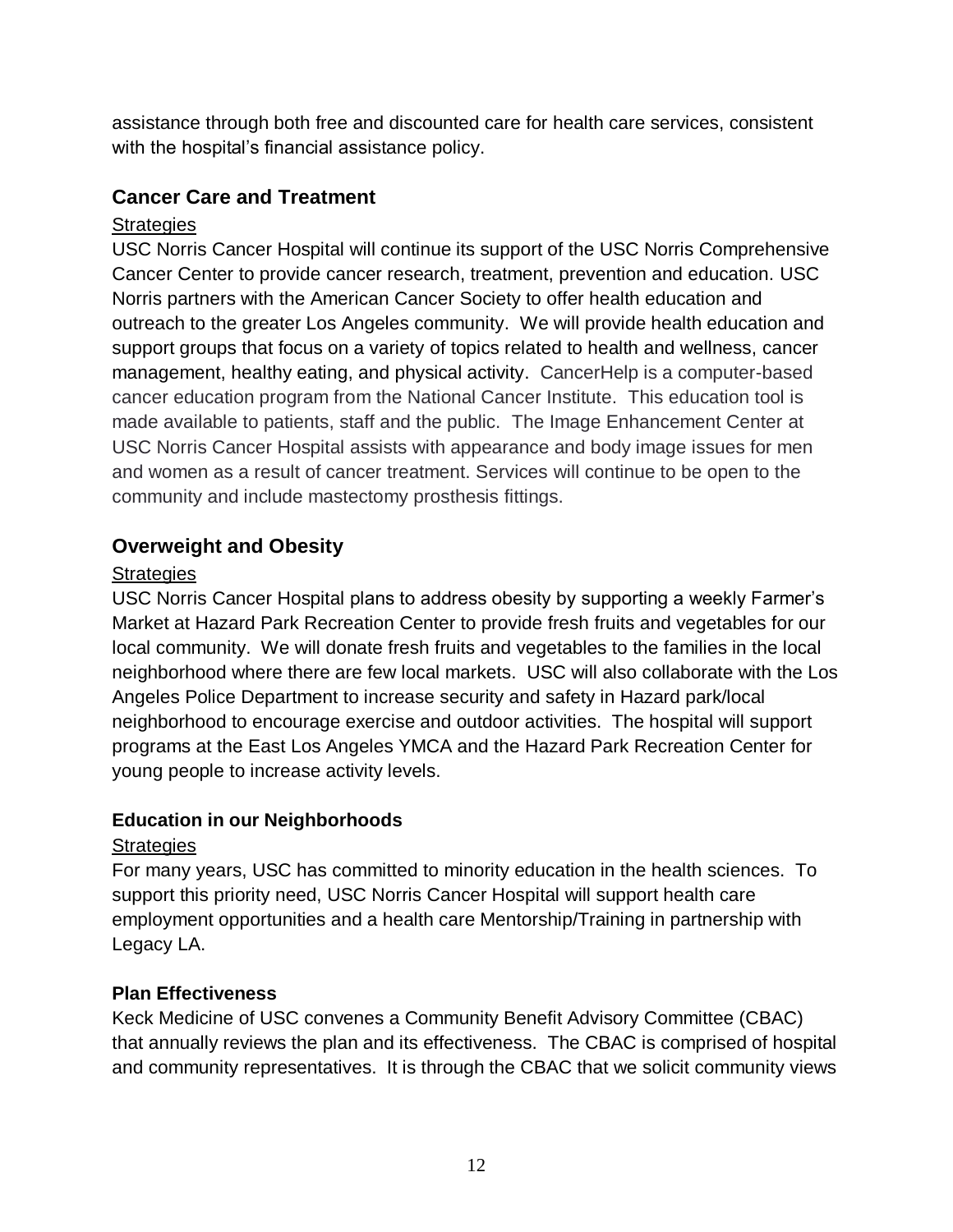assistance through both free and discounted care for health care services, consistent with the hospital's financial assistance policy.

## Cancer Care and Treatment

Strategies

USC Norris Cancer Hospital will continue its support of the USC Norris Comprehensive Cancer Center to provide cancer research, treatment, prevention and education. USC Norris partners with the American Cancer Society to offer health education and outreach to the greater Los Angeles community. We will provide health education and support groups that focus on a variety of topics related to health and wellness, cancer management, healthy eating, and physical activity. CancerHelp is a computer-based cancer education program from the National Cancer Institute. This education tool is made available to patients, staff and the public. The Image Enhancement Center at USC Norris Cancer Hospital assists with appearance and body image issues for men and women as a result of cancer treatment. Services will continue to be open to the community and include mastectomy prosthesis fittings.

## Overweight and Obesity

Strategies

USC Norris Cancer Hospital plans to address obesity by supporting a weekly Farmer's Market at Hazard Park Recreation Center to provide fresh fruits and vegetables for our local community. We will donate fresh fruits and vegetables to the families in the local neighborhood where there are few local markets. USC will also collaborate with the Los Angeles Police Department to increase security and safety in Hazard park/local neighborhood to encourage exercise and outdoor activities. The hospital will support programs at the East Los Angeles YMCA and the Hazard Park Recreation Center for young people to increase activity levels.

### Education in our Neighborhoods

Strategies

For many years, USC has committed to minority education in the health sciences. To support this priority need, USC Norris Cancer Hospital will support health care employment opportunities and a health care Mentorship/Training in partnership with Legacy LA.

### Plan Effectiveness

Keck Medicine of USC convenes a Community Benefit Advisory Committee (CBAC) that annually reviews the plan and its effectiveness. The CBAC is comprised of hospital and community representatives. It is through the CBAC that we solicit community views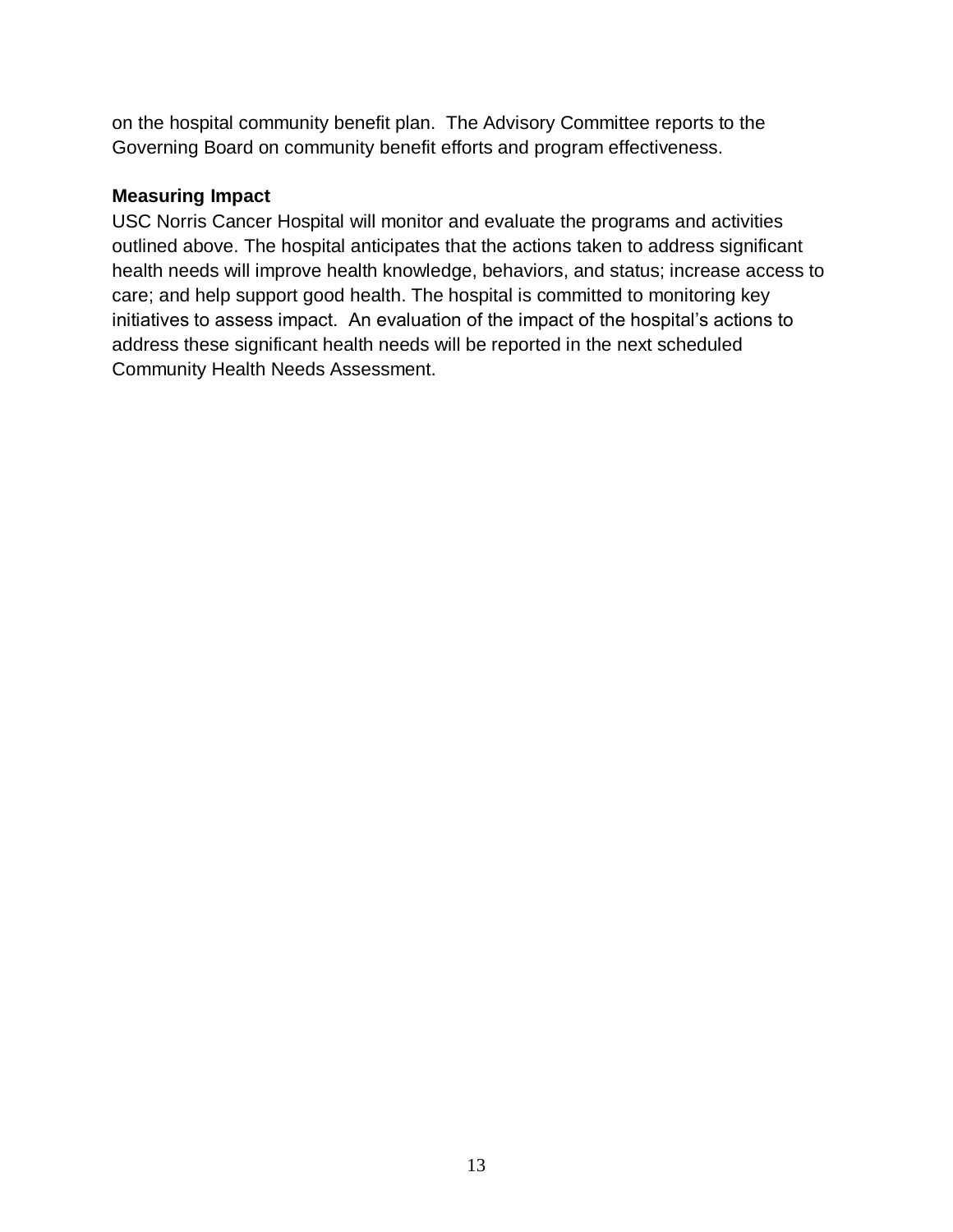on the hospital community benefit plan. The Advisory Committee reports to the Governing Board on community benefit efforts and program effectiveness.

**Measuring Impact**

USC Norris Cancer Hospital will monitor and evaluate the programs and activities outlined above. The hospital anticipates that the actions taken to address significant health needs will improve health knowledge, behaviors, and status; increase access to care; and help support good health. The hospital is committed to monitoring key initiatives to assess impact. An evaluation of the impact of the hospital's actions to address these significant health needs will be reported in the next scheduled Community Health Needs Assessment.